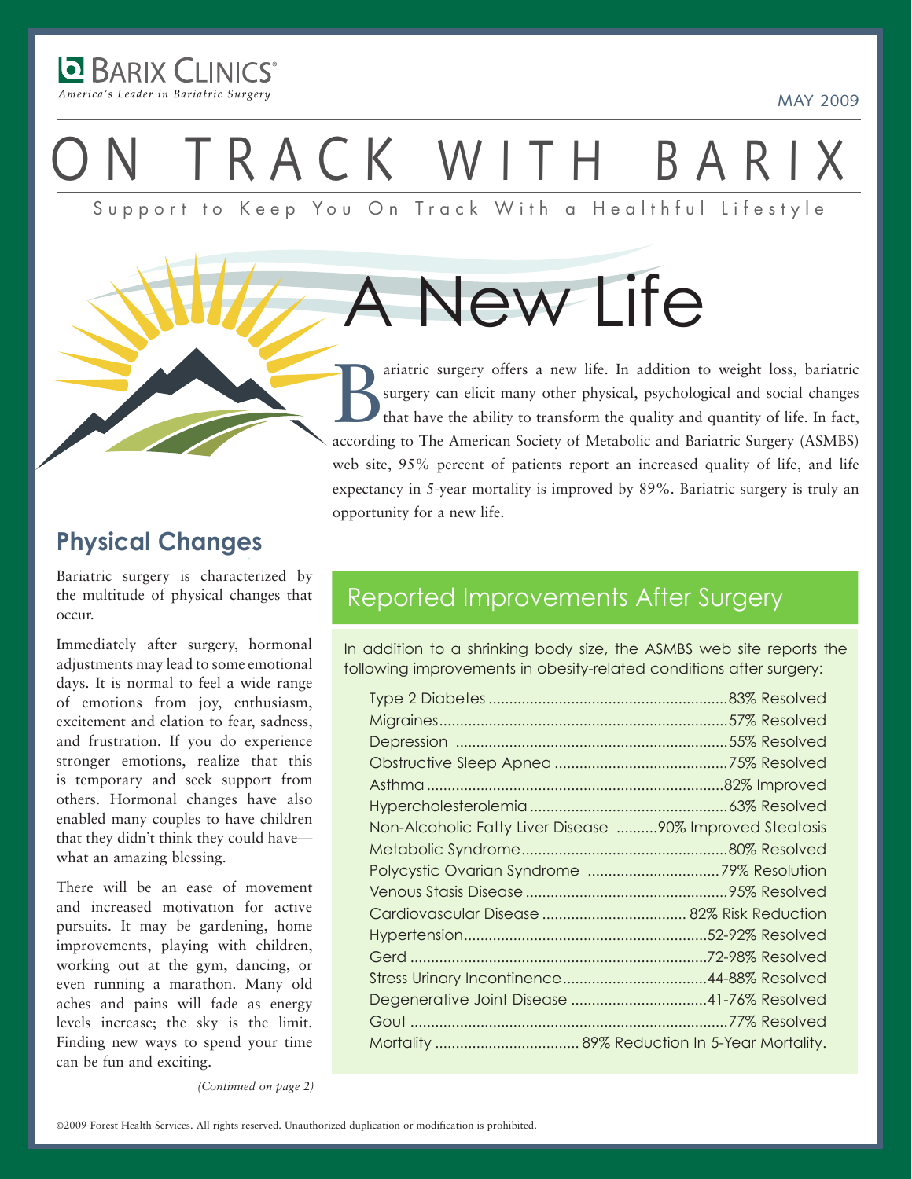**BARIX CLINICS®**
*America's Leader in Bariatric Surgery*

MAY 2009

# ON TRACK WITH BARIX

Support to Keep You On Track With a Healthful Lifestyle

## A New Life

Bariatric surgery offers a new life. In addition to weight loss, bariatric surgery can elicit many other physical, psychological and social changes that have the ability to transform the quality and quantity of life. In fact, according to The American Society of Metabolic and Bariatric Surgery (ASMBS) web site, 95% percent of patients report an increased quality of life, and life expectancy in 5-year mortality is improved by 89%. Bariatric surgery is truly an opportunity for a new life.

### Physical Changes

Bariatric surgery is characterized by the multitude of physical changes that occur.

Immediately after surgery, hormonal adjustments may lead to some emotional days. It is normal to feel a wide range of emotions from joy, enthusiasm, excitement and elation to fear, sadness, and frustration. If you do experience stronger emotions, realize that this is temporary and seek support from others. Hormonal changes have also enabled many couples to have children that they didn't think they could have—what an amazing blessing.

There will be an ease of movement and increased motivation for active pursuits. It may be gardening, home improvements, playing with children, working out at the gym, dancing, or even running a marathon. Many old aches and pains will fade as energy levels increase; the sky is the limit. Finding new ways to spend your time can be fun and exciting.

*(Continued on page 2)*

### Reported Improvements After Surgery

In addition to a shrinking body size, the ASMBS web site reports the following improvements in obesity-related conditions after surgery:

| Condition | Improvement |
|---|---|
| Type 2 Diabetes | 83% Resolved |
| Migraines | 57% Resolved |
| Depression | 55% Resolved |
| Obstructive Sleep Apnea | 75% Resolved |
| Asthma | 82% Improved |
| Hypercholesterolemia | 63% Resolved |
| Non-Alcoholic Fatty Liver Disease | 90% Improved Steatosis |
| Metabolic Syndrome | 80% Resolved |
| Polycystic Ovarian Syndrome | 79% Resolution |
| Venous Stasis Disease | 95% Resolved |
| Cardiovascular Disease | 82% Risk Reduction |
| Hypertension | 52-92% Resolved |
| Gerd | 72-98% Resolved |
| Stress Urinary Incontinence | 44-88% Resolved |
| Degenerative Joint Disease | 41-76% Resolved |
| Gout | 77% Resolved |
| Mortality | 89% Reduction In 5-Year Mortality. |

©2009 Forest Health Services. All rights reserved. Unauthorized duplication or modification is prohibited.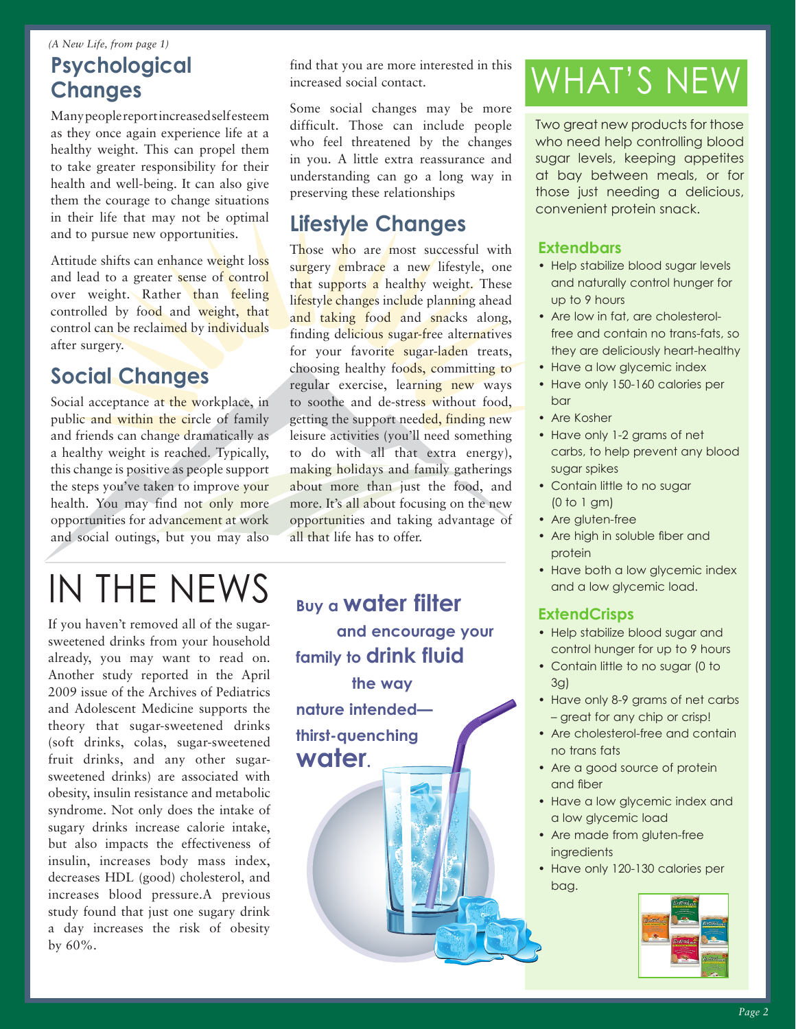*(A New Life, from page 1)*

## Psychological Changes

Many people report increased self esteem as they once again experience life at a healthy weight. This can propel them to take greater responsibility for their health and well-being. It can also give them the courage to change situations in their life that may not be optimal and to pursue new opportunities.

Attitude shifts can enhance weight loss and lead to a greater sense of control over weight. Rather than feeling controlled by food and weight, that control can be reclaimed by individuals after surgery.

## Social Changes

Social acceptance at the workplace, in public and within the circle of family and friends can change dramatically as a healthy weight is reached. Typically, this change is positive as people support the steps you've taken to improve your health. You may find not only more opportunities for advancement at work and social outings, but you may also find that you are more interested in this increased social contact.

Some social changes may be more difficult. Those can include people who feel threatened by the changes in you. A little extra reassurance and understanding can go a long way in preserving these relationships

## Lifestyle Changes

Those who are most successful with surgery embrace a new lifestyle, one that supports a healthy weight. These lifestyle changes include planning ahead and taking food and snacks along, finding delicious sugar-free alternatives for your favorite sugar-laden treats, choosing healthy foods, committing to regular exercise, learning new ways to soothe and de-stress without food, getting the support needed, finding new leisure activities (you'll need something to do with all that extra energy), making holidays and family gatherings about more than just the food, and more. It's all about focusing on the new opportunities and taking advantage of all that life has to offer.

# IN THE NEWS

If you haven't removed all of the sugar-sweetened drinks from your household already, you may want to read on. Another study reported in the April 2009 issue of the Archives of Pediatrics and Adolescent Medicine supports the theory that sugar-sweetened drinks (soft drinks, colas, sugar-sweetened fruit drinks, and any other sugar-sweetened drinks) are associated with obesity, insulin resistance and metabolic syndrome. Not only does the intake of sugary drinks increase calorie intake, but also impacts the effectiveness of insulin, increases body mass index, decreases HDL (good) cholesterol, and increases blood pressure.A previous study found that just one sugary drink a day increases the risk of obesity by 60%.

**Buy a water filter and encourage your family to drink fluid the way nature intended—thirst-quenching water.**

# WHAT'S NEW

Two great new products for those who need help controlling blood sugar levels, keeping appetites at bay between meals, or for those just needing a delicious, convenient protein snack.

### Extendbars

- Help stabilize blood sugar levels and naturally control hunger for up to 9 hours
- Are low in fat, are cholesterol-free and contain no trans-fats, so they are deliciously heart-healthy
- Have a low glycemic index
- Have only 150-160 calories per bar
- Are Kosher
- Have only 1-2 grams of net carbs, to help prevent any blood sugar spikes
- Contain little to no sugar (0 to 1 gm)
- Are gluten-free
- Are high in soluble fiber and protein
- Have both a low glycemic index and a low glycemic load.

### ExtendCrisps

- Help stabilize blood sugar and control hunger for up to 9 hours
- Contain little to no sugar (0 to 3g)
- Have only 8-9 grams of net carbs – great for any chip or crisp!
- Are cholesterol-free and contain no trans fats
- Are a good source of protein and fiber
- Have a low glycemic index and a low glycemic load
- Are made from gluten-free ingredients
- Have only 120-130 calories per bag.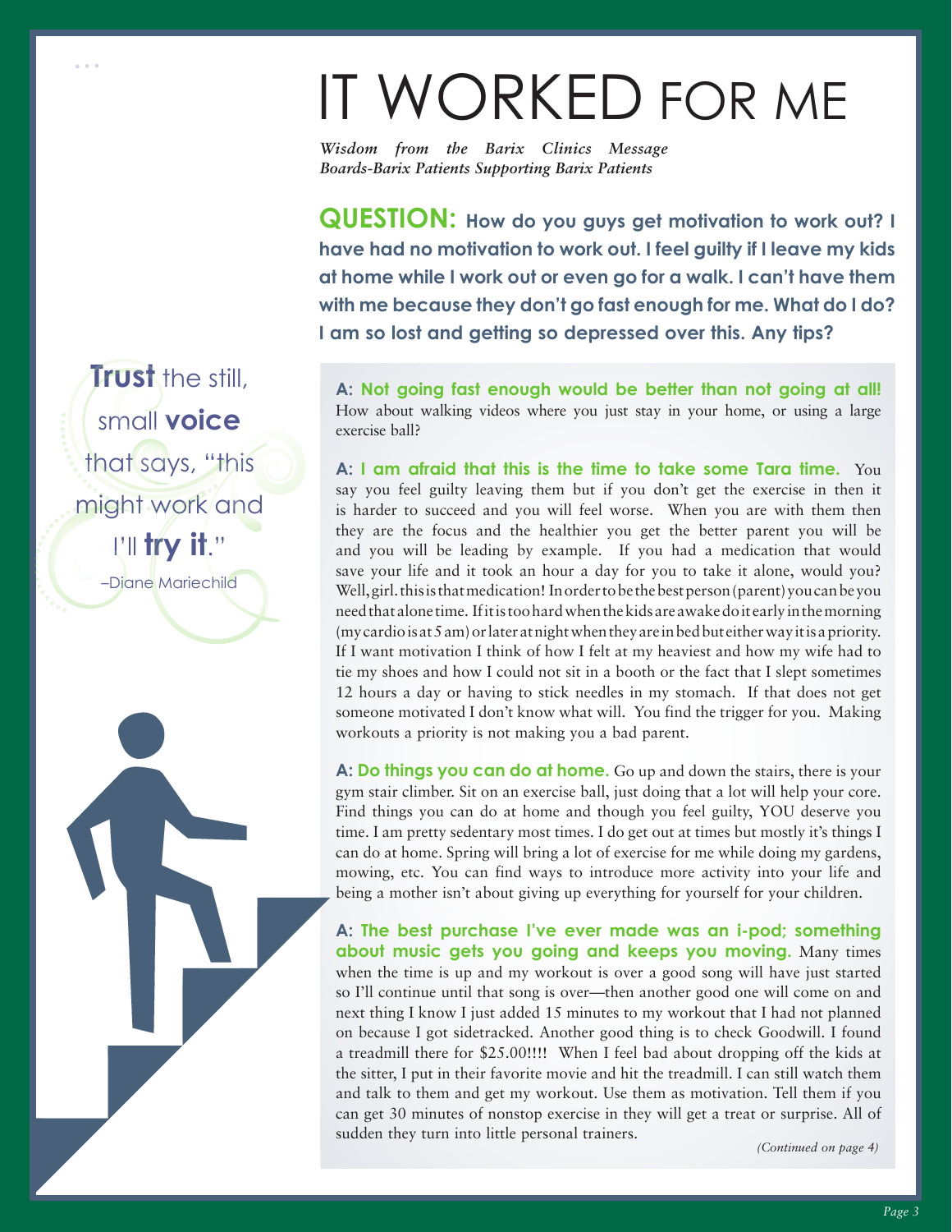# IT WORKED FOR ME

*Wisdom from the Barix Clinics Message Boards-Barix Patients Supporting Barix Patients*

**QUESTION: How do you guys get motivation to work out? I have had no motivation to work out. I feel guilty if I leave my kids at home while I work out or even go for a walk. I can't have them with me because they don't go fast enough for me. What do I do? I am so lost and getting so depressed over this. Any tips?**

> **Trust** the still, small **voice** that says, "this might work and I'll **try it**."
>
> –Diane Mariechild

**A: Not going fast enough would be better than not going at all!** How about walking videos where you just stay in your home, or using a large exercise ball?

**A: I am afraid that this is the time to take some Tara time.** You say you feel guilty leaving them but if you don't get the exercise in then it is harder to succeed and you will feel worse. When you are with them then they are the focus and the healthier you get the better parent you will be and you will be leading by example. If you had a medication that would save your life and it took an hour a day for you to take it alone, would you? Well, girl. this is that medication! In order to be the best person (parent) you can be you need that alone time. If it is too hard when the kids are awake do it early in the morning (my cardio is at 5 am) or later at night when they are in bed but either way it is a priority. If I want motivation I think of how I felt at my heaviest and how my wife had to tie my shoes and how I could not sit in a booth or the fact that I slept sometimes 12 hours a day or having to stick needles in my stomach. If that does not get someone motivated I don't know what will. You find the trigger for you. Making workouts a priority is not making you a bad parent.

**A: Do things you can do at home.** Go up and down the stairs, there is your gym stair climber. Sit on an exercise ball, just doing that a lot will help your core. Find things you can do at home and though you feel guilty, YOU deserve you time. I am pretty sedentary most times. I do get out at times but mostly it's things I can do at home. Spring will bring a lot of exercise for me while doing my gardens, mowing, etc. You can find ways to introduce more activity into your life and being a mother isn't about giving up everything for yourself for your children.

**A: The best purchase I've ever made was an i-pod; something about music gets you going and keeps you moving.** Many times when the time is up and my workout is over a good song will have just started so I'll continue until that song is over—then another good one will come on and next thing I know I just added 15 minutes to my workout that I had not planned on because I got sidetracked. Another good thing is to check Goodwill. I found a treadmill there for $25.00!!!! When I feel bad about dropping off the kids at the sitter, I put in their favorite movie and hit the treadmill. I can still watch them and talk to them and get my workout. Use them as motivation. Tell them if you can get 30 minutes of nonstop exercise in they will get a treat or surprise. All of sudden they turn into little personal trainers.

*(Continued on page 4)*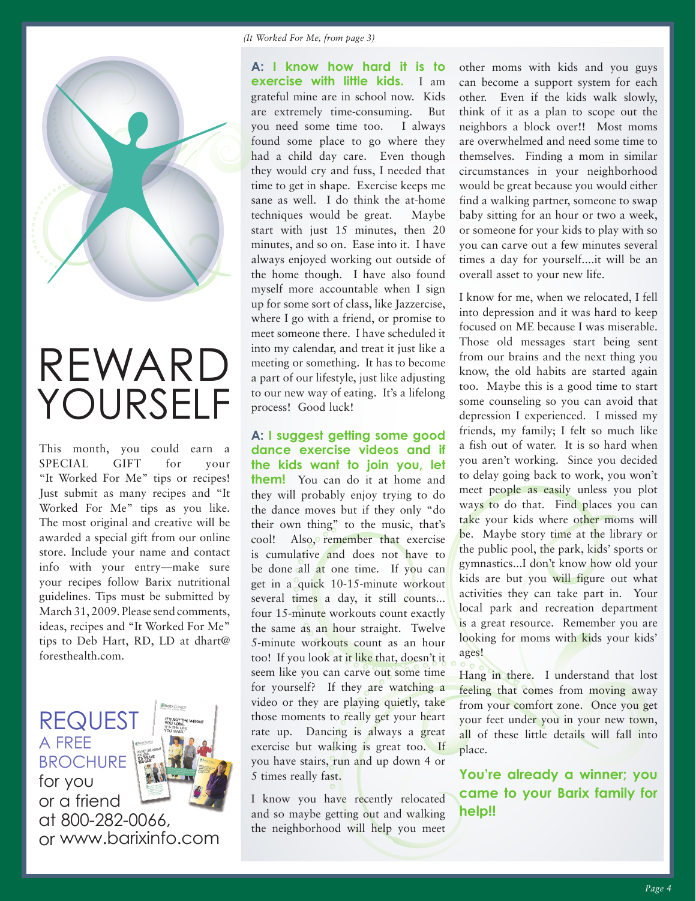# REWARD YOURSELF

This month, you could earn a SPECIAL GIFT for your "It Worked For Me" tips or recipes! Just submit as many recipes and "It Worked For Me" tips as you like. The most original and creative will be awarded a special gift from our online store. Include your name and contact info with your entry—make sure your recipes follow Barix nutritional guidelines. Tips must be submitted by March 31, 2009. Please send comments, ideas, recipes and "It Worked For Me" tips to Deb Hart, RD, LD at dhart@foresthealth.com.

REQUEST A FREE BROCHURE for you or a friend at 800-282-0066, or www.barixinfo.com

*(It Worked For Me, from page 3)*

**A: I know how hard it is to exercise with little kids.** I am grateful mine are in school now. Kids are extremely time-consuming. But you need some time too. I always found some place to go where they had a child day care. Even though they would cry and fuss, I needed that time to get in shape. Exercise keeps me sane as well. I do think the at-home techniques would be great. Maybe start with just 15 minutes, then 20 minutes, and so on. Ease into it. I have always enjoyed working out outside of the home though. I have also found myself more accountable when I sign up for some sort of class, like Jazzercise, where I go with a friend, or promise to meet someone there. I have scheduled it into my calendar, and treat it just like a meeting or something. It has to become a part of our lifestyle, just like adjusting to our new way of eating. It's a lifelong process! Good luck!

**A: I suggest getting some good dance exercise videos and if the kids want to join you, let them!** You can do it at home and they will probably enjoy trying to do the dance moves but if they only "do their own thing" to the music, that's cool! Also, remember that exercise is cumulative and does not have to be done all at one time. If you can get in a quick 10-15-minute workout several times a day, it still counts... four 15-minute workouts count exactly the same as an hour straight. Twelve 5-minute workouts count as an hour too! If you look at it like that, doesn't it seem like you can carve out some time for yourself? If they are watching a video or they are playing quietly, take those moments to really get your heart rate up. Dancing is always a great exercise but walking is great too. If you have stairs, run and up down 4 or 5 times really fast.

I know you have recently relocated and so maybe getting out and walking the neighborhood will help you meet other moms with kids and you guys can become a support system for each other. Even if the kids walk slowly, think of it as a plan to scope out the neighbors a block over!! Most moms are overwhelmed and need some time to themselves. Finding a mom in similar circumstances in your neighborhood would be great because you would either find a walking partner, someone to swap baby sitting for an hour or two a week, or someone for your kids to play with so you can carve out a few minutes several times a day for yourself....it will be an overall asset to your new life.

I know for me, when we relocated, I fell into depression and it was hard to keep focused on ME because I was miserable. Those old messages start being sent from our brains and the next thing you know, the old habits are started again too. Maybe this is a good time to start some counseling so you can avoid that depression I experienced. I missed my friends, my family; I felt so much like a fish out of water. It is so hard when you aren't working. Since you decided to delay going back to work, you won't meet people as easily unless you plot ways to do that. Find places you can take your kids where other moms will be. Maybe story time at the library or the public pool, the park, kids' sports or gymnastics...I don't know how old your kids are but you will figure out what activities they can take part in. Your local park and recreation department is a great resource. Remember you are looking for moms with kids your kids' ages!

Hang in there. I understand that lost feeling that comes from moving away from your comfort zone. Once you get your feet under you in your new town, all of these little details will fall into place.

**You're already a winner; you came to your Barix family for help!!**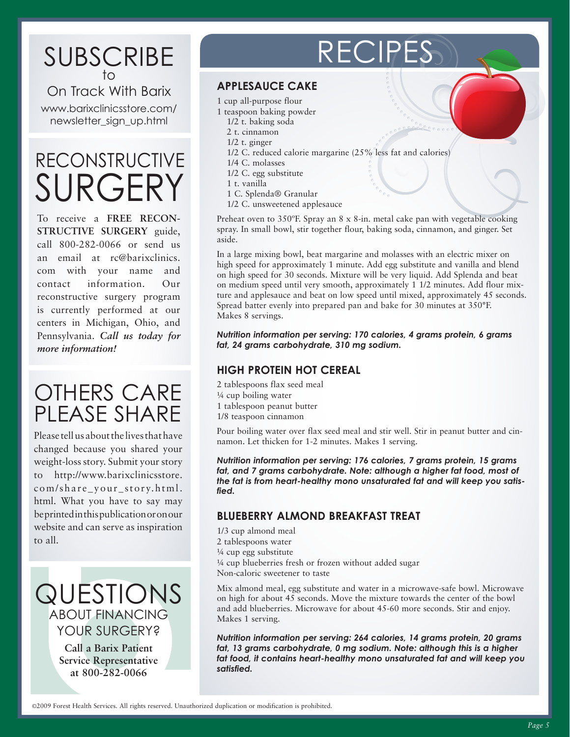# SUBSCRIBE

to

On Track With Barix

www.barixclinicsstore.com/newsletter_sign_up.html

# RECONSTRUCTIVE SURGERY

To receive a **FREE RECONSTRUCTIVE SURGERY** guide, call 800-282-0066 or send us an email at rc@barixclinics.com with your name and contact information. Our reconstructive surgery program is currently performed at our centers in Michigan, Ohio, and Pennsylvania. ***Call us today for more information!***

# OTHERS CARE PLEASE SHARE

Please tell us about the lives that have changed because you shared your weight-loss story. Submit your story to http://www.barixclinicsstore.com/share_your_story.html.html. What you have to say may be printed in this publication or on our website and can serve as inspiration to all.

# QUESTIONS

ABOUT FINANCING YOUR SURGERY?

**Call a Barix Patient Service Representative at 800-282-0066**

# RECIPES

## APPLESAUCE CAKE

1 cup all-purpose flour
1 teaspoon baking powder
1/2 t. baking soda
2 t. cinnamon
1/2 t. ginger
1/2 C. reduced calorie margarine (25% less fat and calories)
1/4 C. molasses
1/2 C. egg substitute
1 t. vanilla
1 C. Splenda® Granular
1/2 C. unsweetened applesauce

Preheat oven to 350ºF. Spray an 8 x 8-in. metal cake pan with vegetable cooking spray. In small bowl, stir together flour, baking soda, cinnamon, and ginger. Set aside.

In a large mixing bowl, beat margarine and molasses with an electric mixer on high speed for approximately 1 minute. Add egg substitute and vanilla and blend on high speed for 30 seconds. Mixture will be very liquid. Add Splenda and beat on medium speed until very smooth, approximately 1 1/2 minutes. Add flour mixture and applesauce and beat on low speed until mixed, approximately 45 seconds. Spread batter evenly into prepared pan and bake for 30 minutes at 350°F. Makes 8 servings.

***Nutrition information per serving: 170 calories, 4 grams protein, 6 grams fat, 24 grams carbohydrate, 310 mg sodium.***

## HIGH PROTEIN HOT CEREAL

2 tablespoons flax seed meal
¼ cup boiling water
1 tablespoon peanut butter
1/8 teaspoon cinnamon

Pour boiling water over flax seed meal and stir well. Stir in peanut butter and cinnamon. Let thicken for 1-2 minutes. Makes 1 serving.

***Nutrition information per serving: 176 calories, 7 grams protein, 15 grams fat, and 7 grams carbohydrate. Note: although a higher fat food, most of the fat is from heart-healthy mono unsaturated fat and will keep you satisfied.***

## BLUEBERRY ALMOND BREAKFAST TREAT

1/3 cup almond meal
2 tablespoons water
¼ cup egg substitute
¼ cup blueberries fresh or frozen without added sugar
Non-caloric sweetener to taste

Mix almond meal, egg substitute and water in a microwave-safe bowl. Microwave on high for about 45 seconds. Move the mixture towards the center of the bowl and add blueberries. Microwave for about 45-60 more seconds. Stir and enjoy. Makes 1 serving.

***Nutrition information per serving: 264 calories, 14 grams protein, 20 grams fat, 13 grams carbohydrate, 0 mg sodium. Note: although this is a higher fat food, it contains heart-healthy mono unsaturated fat and will keep you satisfied.***

©2009 Forest Health Services. All rights reserved. Unauthorized duplication or modification is prohibited.